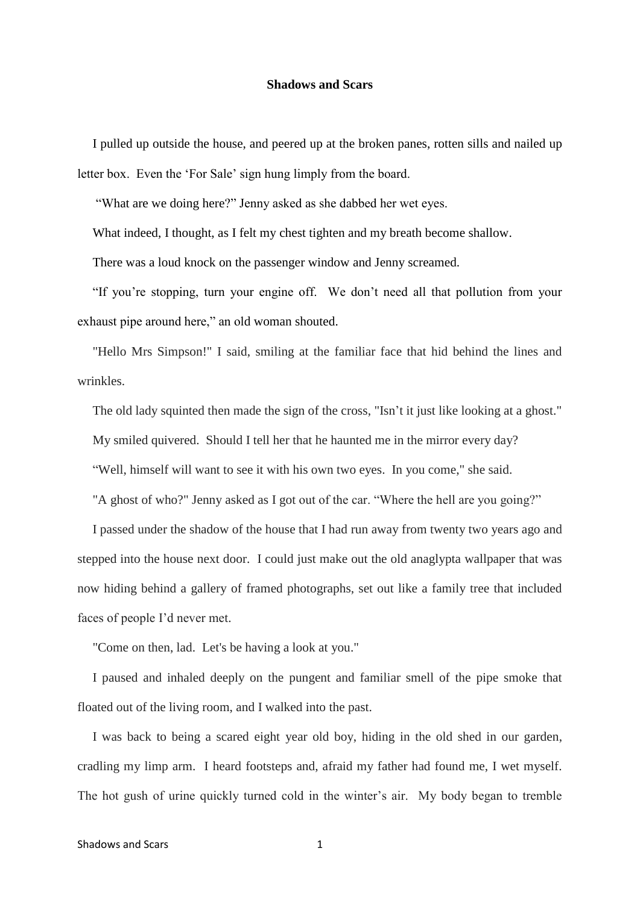**Shadows and Scars**

I pulled up outside the house, and peered up at the broken panes, rotten sills and nailed up letter box. Even the 'For Sale' sign hung limply from the board.

"What are we doing here?" Jenny asked as she dabbed her wet eyes.

What indeed, I thought, as I felt my chest tighten and my breath become shallow.

There was a loud knock on the passenger window and Jenny screamed.

"If you're stopping, turn your engine off. We don't need all that pollution from your exhaust pipe around here," an old woman shouted.

"Hello Mrs Simpson!" I said, smiling at the familiar face that hid behind the lines and wrinkles.

The old lady squinted then made the sign of the cross, "Isn't it just like looking at a ghost."

My smiled quivered. Should I tell her that he haunted me in the mirror every day?

"Well, himself will want to see it with his own two eyes. In you come," she said.

"A ghost of who?" Jenny asked as I got out of the car. "Where the hell are you going?"

I passed under the shadow of the house that I had run away from twenty two years ago and stepped into the house next door. I could just make out the old anaglypta wallpaper that was now hiding behind a gallery of framed photographs, set out like a family tree that included faces of people I'd never met.

"Come on then, lad. Let's be having a look at you."

I paused and inhaled deeply on the pungent and familiar smell of the pipe smoke that floated out of the living room, and I walked into the past.

I was back to being a scared eight year old boy, hiding in the old shed in our garden, cradling my limp arm. I heard footsteps and, afraid my father had found me, I wet myself. The hot gush of urine quickly turned cold in the winter's air. My body began to tremble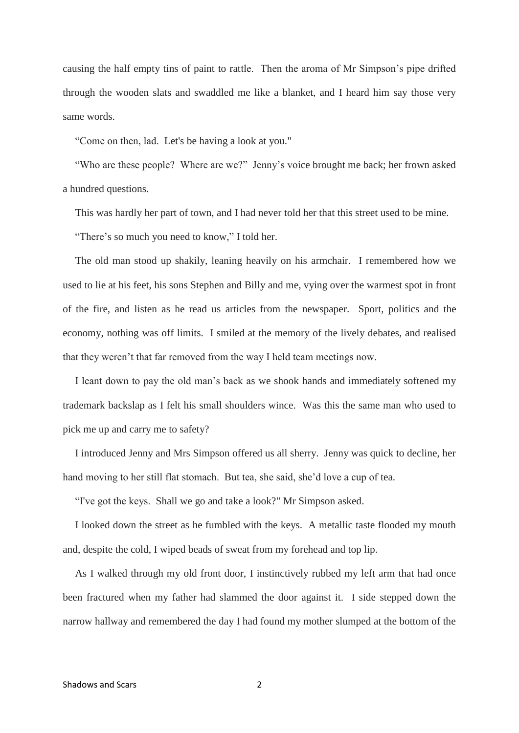causing the half empty tins of paint to rattle. Then the aroma of Mr Simpson's pipe drifted through the wooden slats and swaddled me like a blanket, and I heard him say those very same words.

"Come on then, lad. Let's be having a look at you."

"Who are these people? Where are we?" Jenny's voice brought me back; her frown asked a hundred questions.

This was hardly her part of town, and I had never told her that this street used to be mine.

"There's so much you need to know," I told her.

The old man stood up shakily, leaning heavily on his armchair. I remembered how we used to lie at his feet, his sons Stephen and Billy and me, vying over the warmest spot in front of the fire, and listen as he read us articles from the newspaper. Sport, politics and the economy, nothing was off limits. I smiled at the memory of the lively debates, and realised that they weren't that far removed from the way I held team meetings now.

I leant down to pay the old man's back as we shook hands and immediately softened my trademark backslap as I felt his small shoulders wince. Was this the same man who used to pick me up and carry me to safety?

I introduced Jenny and Mrs Simpson offered us all sherry. Jenny was quick to decline, her hand moving to her still flat stomach. But tea, she said, she'd love a cup of tea.

"I've got the keys. Shall we go and take a look?" Mr Simpson asked.

I looked down the street as he fumbled with the keys. A metallic taste flooded my mouth and, despite the cold, I wiped beads of sweat from my forehead and top lip.

As I walked through my old front door, I instinctively rubbed my left arm that had once been fractured when my father had slammed the door against it. I side stepped down the narrow hallway and remembered the day I had found my mother slumped at the bottom of the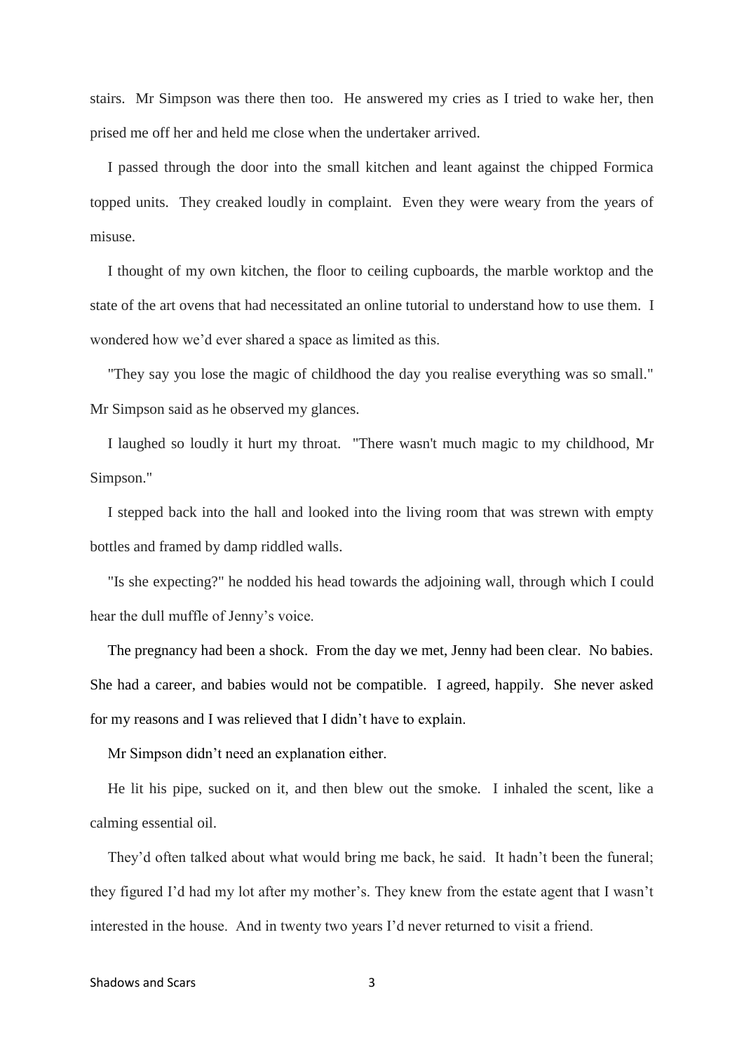stairs. Mr Simpson was there then too. He answered my cries as I tried to wake her, then prised me off her and held me close when the undertaker arrived.

I passed through the door into the small kitchen and leant against the chipped Formica topped units. They creaked loudly in complaint. Even they were weary from the years of misuse.

I thought of my own kitchen, the floor to ceiling cupboards, the marble worktop and the state of the art ovens that had necessitated an online tutorial to understand how to use them. I wondered how we'd ever shared a space as limited as this.

"They say you lose the magic of childhood the day you realise everything was so small." Mr Simpson said as he observed my glances.

I laughed so loudly it hurt my throat. "There wasn't much magic to my childhood, Mr Simpson."

I stepped back into the hall and looked into the living room that was strewn with empty bottles and framed by damp riddled walls.

"Is she expecting?" he nodded his head towards the adjoining wall, through which I could hear the dull muffle of Jenny's voice.

The pregnancy had been a shock. From the day we met, Jenny had been clear. No babies. She had a career, and babies would not be compatible. I agreed, happily. She never asked for my reasons and I was relieved that I didn't have to explain.

Mr Simpson didn't need an explanation either.

He lit his pipe, sucked on it, and then blew out the smoke. I inhaled the scent, like a calming essential oil.

They'd often talked about what would bring me back, he said. It hadn't been the funeral; they figured I'd had my lot after my mother's. They knew from the estate agent that I wasn't interested in the house. And in twenty two years I'd never returned to visit a friend.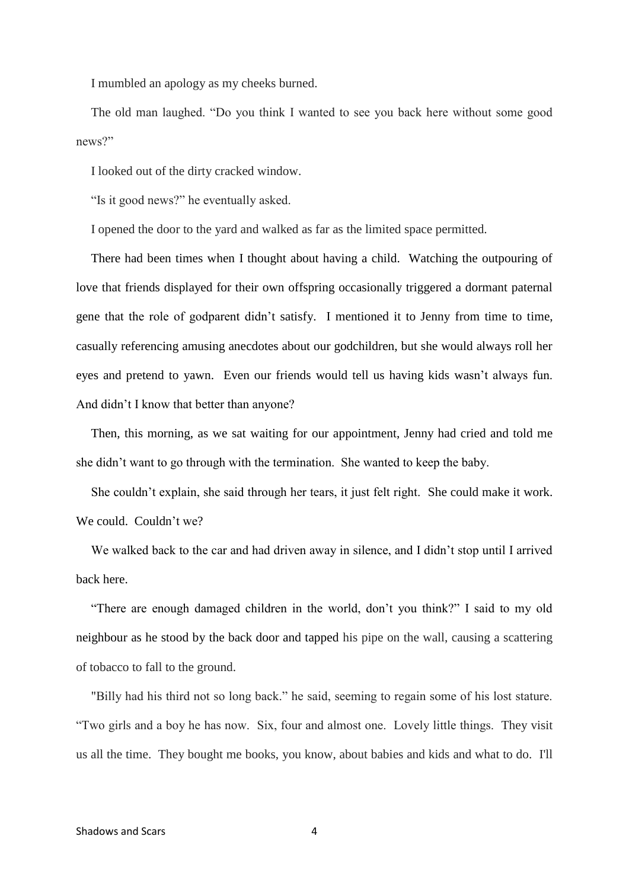I mumbled an apology as my cheeks burned.

The old man laughed. "Do you think I wanted to see you back here without some good news?"

I looked out of the dirty cracked window.

"Is it good news?" he eventually asked.

I opened the door to the yard and walked as far as the limited space permitted.

There had been times when I thought about having a child. Watching the outpouring of love that friends displayed for their own offspring occasionally triggered a dormant paternal gene that the role of godparent didn't satisfy. I mentioned it to Jenny from time to time, casually referencing amusing anecdotes about our godchildren, but she would always roll her eyes and pretend to yawn. Even our friends would tell us having kids wasn't always fun. And didn't I know that better than anyone?

Then, this morning, as we sat waiting for our appointment, Jenny had cried and told me she didn't want to go through with the termination. She wanted to keep the baby.

She couldn't explain, she said through her tears, it just felt right. She could make it work. We could. Couldn't we?

We walked back to the car and had driven away in silence, and I didn't stop until I arrived back here.

"There are enough damaged children in the world, don't you think?" I said to my old neighbour as he stood by the back door and tapped his pipe on the wall, causing a scattering of tobacco to fall to the ground.

"Billy had his third not so long back." he said, seeming to regain some of his lost stature. "Two girls and a boy he has now. Six, four and almost one. Lovely little things. They visit us all the time. They bought me books, you know, about babies and kids and what to do. I'll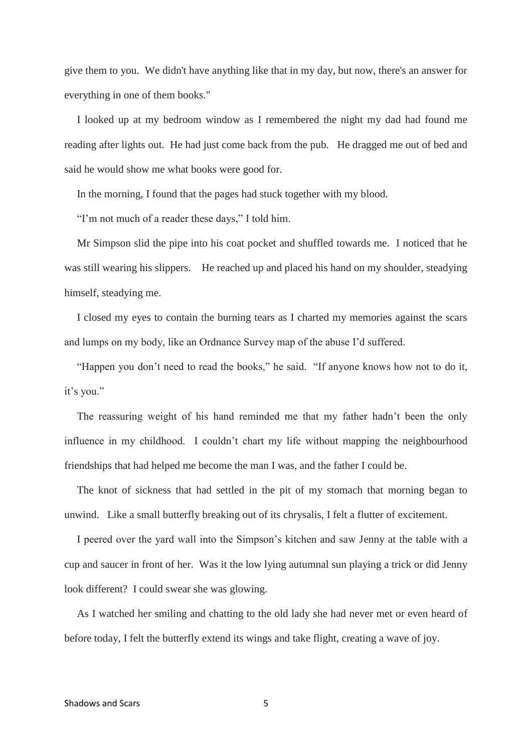give them to you. We didn't have anything like that in my day, but now, there's an answer for everything in one of them books."

I looked up at my bedroom window as I remembered the night my dad had found me reading after lights out. He had just come back from the pub. He dragged me out of bed and said he would show me what books were good for.

In the morning, I found that the pages had stuck together with my blood.

"I'm not much of a reader these days," I told him.

Mr Simpson slid the pipe into his coat pocket and shuffled towards me. I noticed that he was still wearing his slippers. He reached up and placed his hand on my shoulder, steadying himself, steadying me.

I closed my eyes to contain the burning tears as I charted my memories against the scars and lumps on my body, like an Ordnance Survey map of the abuse I'd suffered.

"Happen you don't need to read the books," he said. "If anyone knows how not to do it, it's you."

The reassuring weight of his hand reminded me that my father hadn't been the only influence in my childhood. I couldn't chart my life without mapping the neighbourhood friendships that had helped me become the man I was, and the father I could be.

The knot of sickness that had settled in the pit of my stomach that morning began to unwind. Like a small butterfly breaking out of its chrysalis, I felt a flutter of excitement.

I peered over the yard wall into the Simpson's kitchen and saw Jenny at the table with a cup and saucer in front of her. Was it the low lying autumnal sun playing a trick or did Jenny look different? I could swear she was glowing.

As I watched her smiling and chatting to the old lady she had never met or even heard of before today, I felt the butterfly extend its wings and take flight, creating a wave of joy.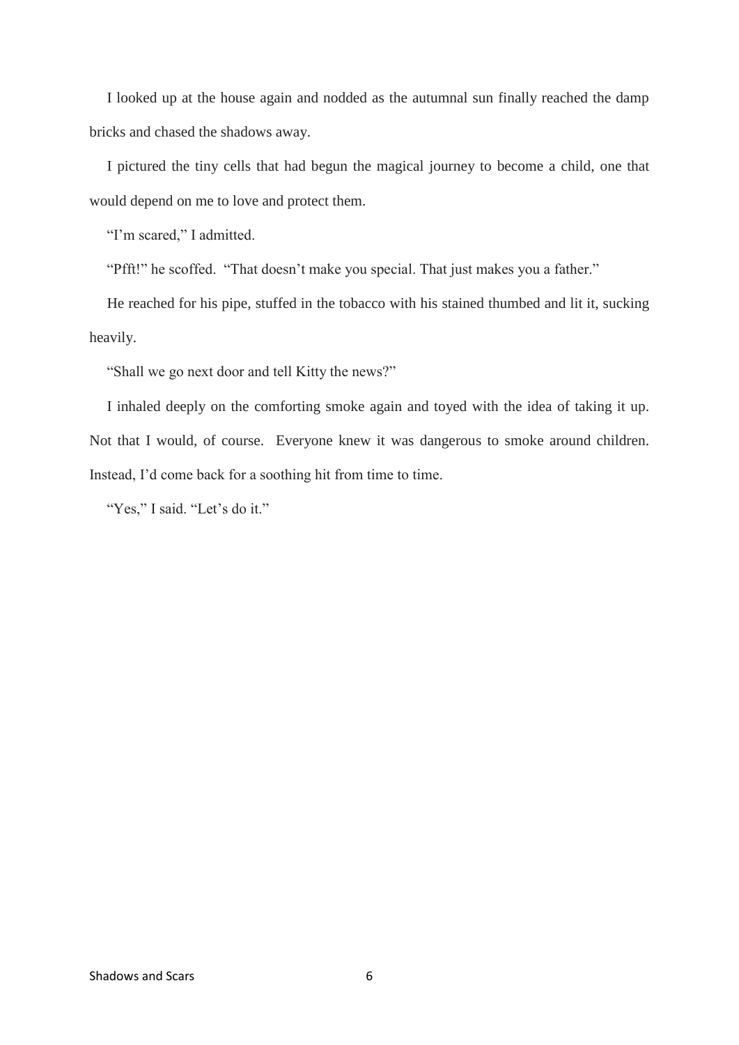I looked up at the house again and nodded as the autumnal sun finally reached the damp bricks and chased the shadows away.

I pictured the tiny cells that had begun the magical journey to become a child, one that would depend on me to love and protect them.

“I’m scared,” I admitted.

“Pfft!” he scoffed. “That doesn’t make you special. That just makes you a father.”

He reached for his pipe, stuffed in the tobacco with his stained thumbed and lit it, sucking heavily.

“Shall we go next door and tell Kitty the news?”

I inhaled deeply on the comforting smoke again and toyed with the idea of taking it up. Not that I would, of course. Everyone knew it was dangerous to smoke around children. Instead, I’d come back for a soothing hit from time to time.

“Yes,” I said. “Let’s do it.”